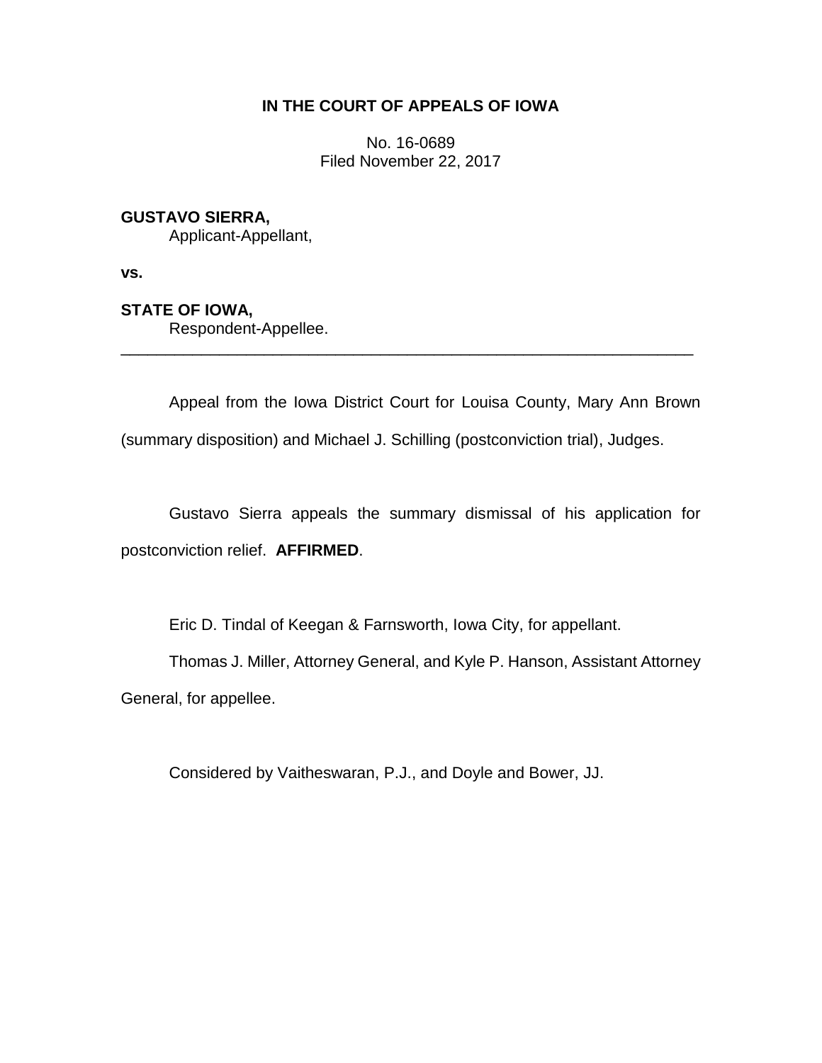# IN THE COURT OF APPEALS OF IOWA

No. 16-0689
Filed November 22, 2017

**GUSTAVO SIERRA,**
Applicant-Appellant,

**vs.**

**STATE OF IOWA,**
Respondent-Appellee.

---

Appeal from the Iowa District Court for Louisa County, Mary Ann Brown (summary disposition) and Michael J. Schilling (postconviction trial), Judges.

Gustavo Sierra appeals the summary dismissal of his application for postconviction relief. **AFFIRMED**.

Eric D. Tindal of Keegan & Farnsworth, Iowa City, for appellant.

Thomas J. Miller, Attorney General, and Kyle P. Hanson, Assistant Attorney General, for appellee.

Considered by Vaitheswaran, P.J., and Doyle and Bower, JJ.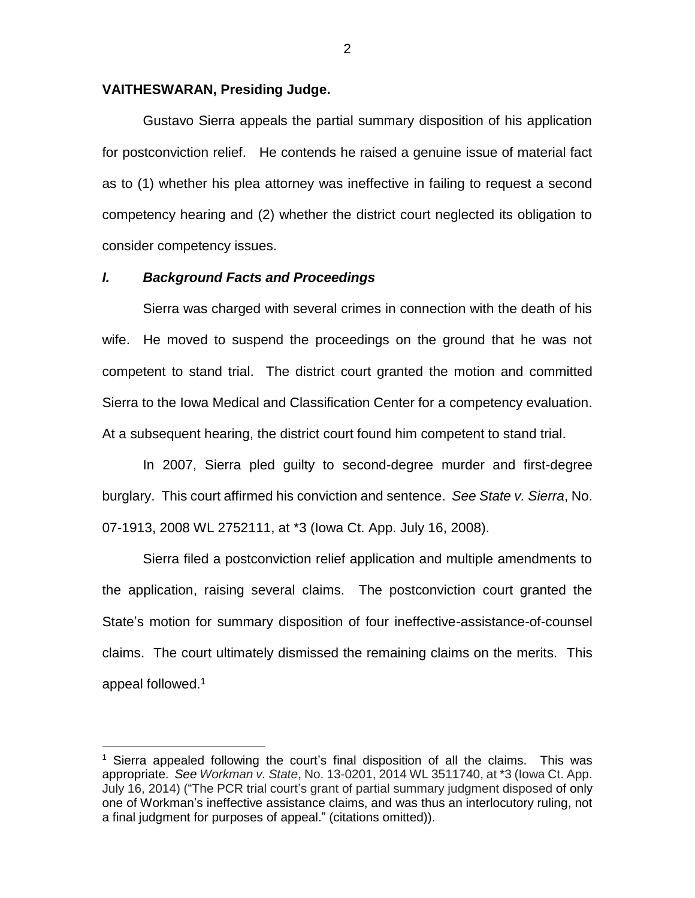**VAITHESWARAN, Presiding Judge.**

Gustavo Sierra appeals the partial summary disposition of his application for postconviction relief. He contends he raised a genuine issue of material fact as to (1) whether his plea attorney was ineffective in failing to request a second competency hearing and (2) whether the district court neglected its obligation to consider competency issues.

### *I. Background Facts and Proceedings*

Sierra was charged with several crimes in connection with the death of his wife. He moved to suspend the proceedings on the ground that he was not competent to stand trial. The district court granted the motion and committed Sierra to the Iowa Medical and Classification Center for a competency evaluation. At a subsequent hearing, the district court found him competent to stand trial.

In 2007, Sierra pled guilty to second-degree murder and first-degree burglary. This court affirmed his conviction and sentence. *See State v. Sierra*, No. 07-1913, 2008 WL 2752111, at *3 (Iowa Ct. App. July 16, 2008).

Sierra filed a postconviction relief application and multiple amendments to the application, raising several claims. The postconviction court granted the State's motion for summary disposition of four ineffective-assistance-of-counsel claims. The court ultimately dismissed the remaining claims on the merits. This appeal followed.[1]

---

[1] Sierra appealed following the court's final disposition of all the claims. This was appropriate. *See Workman v. State*, No. 13-0201, 2014 WL 3511740, at *3 (Iowa Ct. App. July 16, 2014) ("The PCR trial court's grant of partial summary judgment disposed of only one of Workman's ineffective assistance claims, and was thus an interlocutory ruling, not a final judgment for purposes of appeal." (citations omitted)).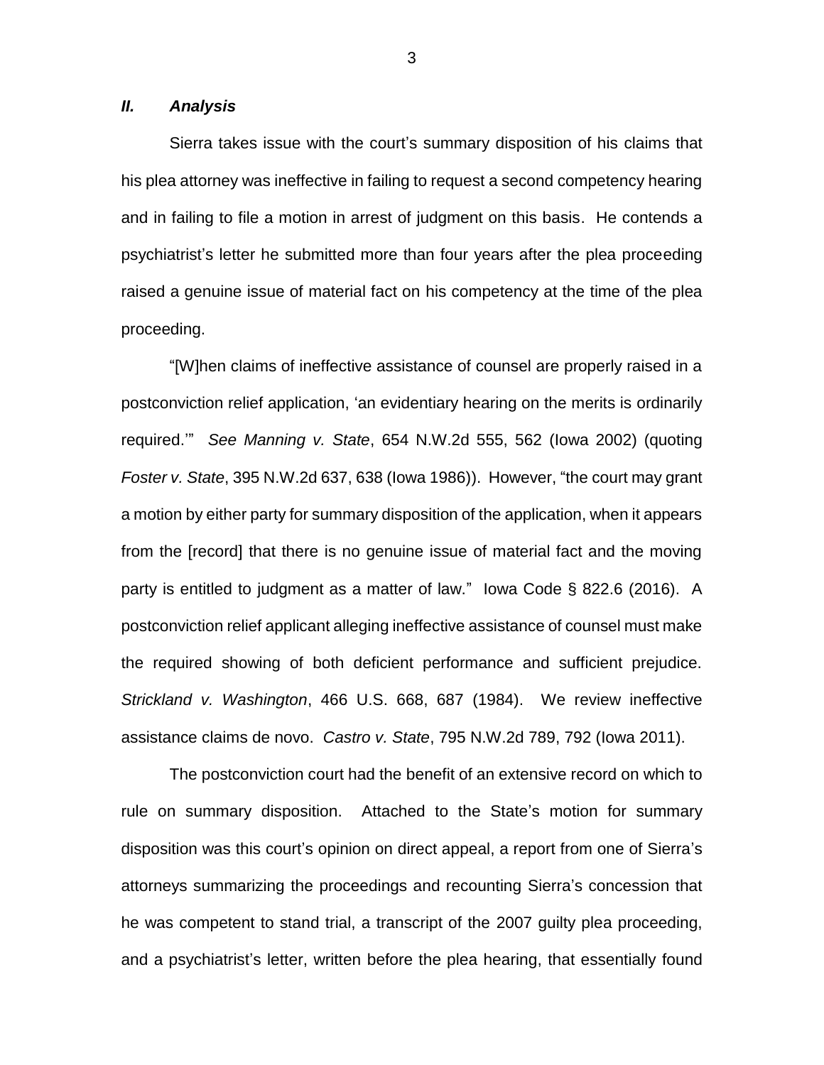### *II. Analysis*

Sierra takes issue with the court's summary disposition of his claims that his plea attorney was ineffective in failing to request a second competency hearing and in failing to file a motion in arrest of judgment on this basis. He contends a psychiatrist's letter he submitted more than four years after the plea proceeding raised a genuine issue of material fact on his competency at the time of the plea proceeding.

"[W]hen claims of ineffective assistance of counsel are properly raised in a postconviction relief application, 'an evidentiary hearing on the merits is ordinarily required.'" *See Manning v. State*, 654 N.W.2d 555, 562 (Iowa 2002) (quoting *Foster v. State*, 395 N.W.2d 637, 638 (Iowa 1986)). However, "the court may grant a motion by either party for summary disposition of the application, when it appears from the [record] that there is no genuine issue of material fact and the moving party is entitled to judgment as a matter of law." Iowa Code § 822.6 (2016). A postconviction relief applicant alleging ineffective assistance of counsel must make the required showing of both deficient performance and sufficient prejudice. *Strickland v. Washington*, 466 U.S. 668, 687 (1984). We review ineffective assistance claims de novo. *Castro v. State*, 795 N.W.2d 789, 792 (Iowa 2011).

The postconviction court had the benefit of an extensive record on which to rule on summary disposition. Attached to the State's motion for summary disposition was this court's opinion on direct appeal, a report from one of Sierra's attorneys summarizing the proceedings and recounting Sierra's concession that he was competent to stand trial, a transcript of the 2007 guilty plea proceeding, and a psychiatrist's letter, written before the plea hearing, that essentially found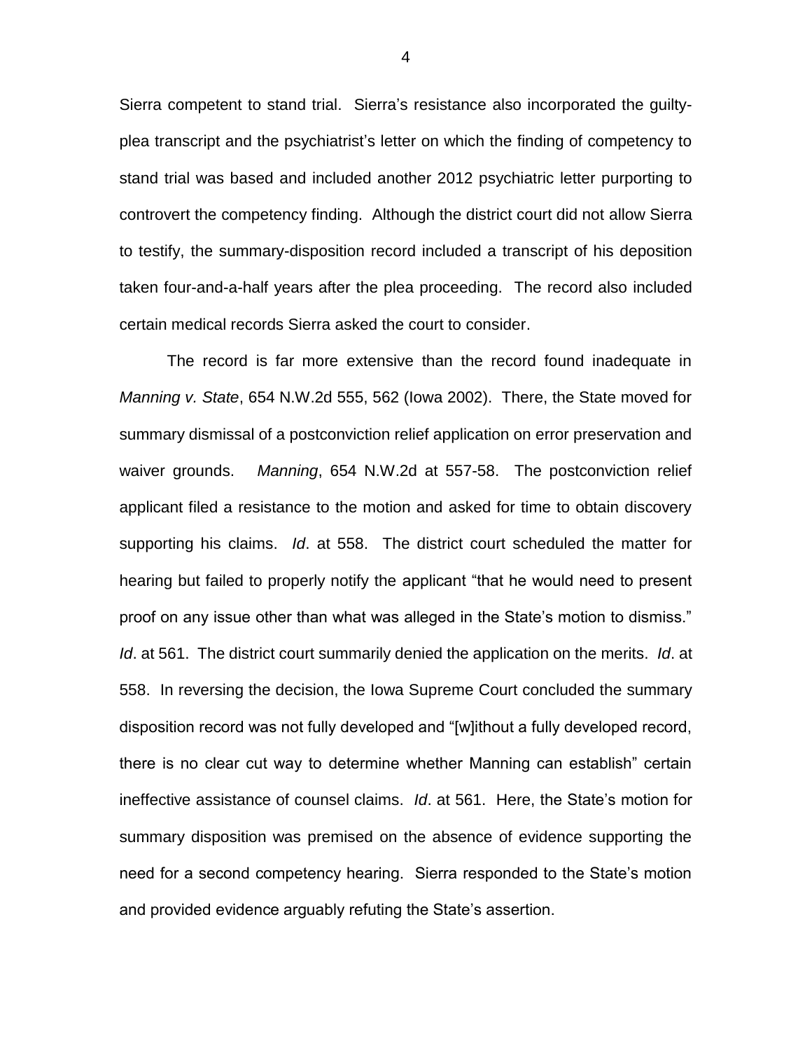Sierra competent to stand trial. Sierra's resistance also incorporated the guilty-plea transcript and the psychiatrist's letter on which the finding of competency to stand trial was based and included another 2012 psychiatric letter purporting to controvert the competency finding. Although the district court did not allow Sierra to testify, the summary-disposition record included a transcript of his deposition taken four-and-a-half years after the plea proceeding. The record also included certain medical records Sierra asked the court to consider.

The record is far more extensive than the record found inadequate in *Manning v. State*, 654 N.W.2d 555, 562 (Iowa 2002). There, the State moved for summary dismissal of a postconviction relief application on error preservation and waiver grounds. *Manning*, 654 N.W.2d at 557-58. The postconviction relief applicant filed a resistance to the motion and asked for time to obtain discovery supporting his claims. *Id*. at 558. The district court scheduled the matter for hearing but failed to properly notify the applicant "that he would need to present proof on any issue other than what was alleged in the State's motion to dismiss." *Id*. at 561. The district court summarily denied the application on the merits. *Id*. at 558. In reversing the decision, the Iowa Supreme Court concluded the summary disposition record was not fully developed and "[w]ithout a fully developed record, there is no clear cut way to determine whether Manning can establish" certain ineffective assistance of counsel claims. *Id*. at 561. Here, the State's motion for summary disposition was premised on the absence of evidence supporting the need for a second competency hearing. Sierra responded to the State's motion and provided evidence arguably refuting the State's assertion.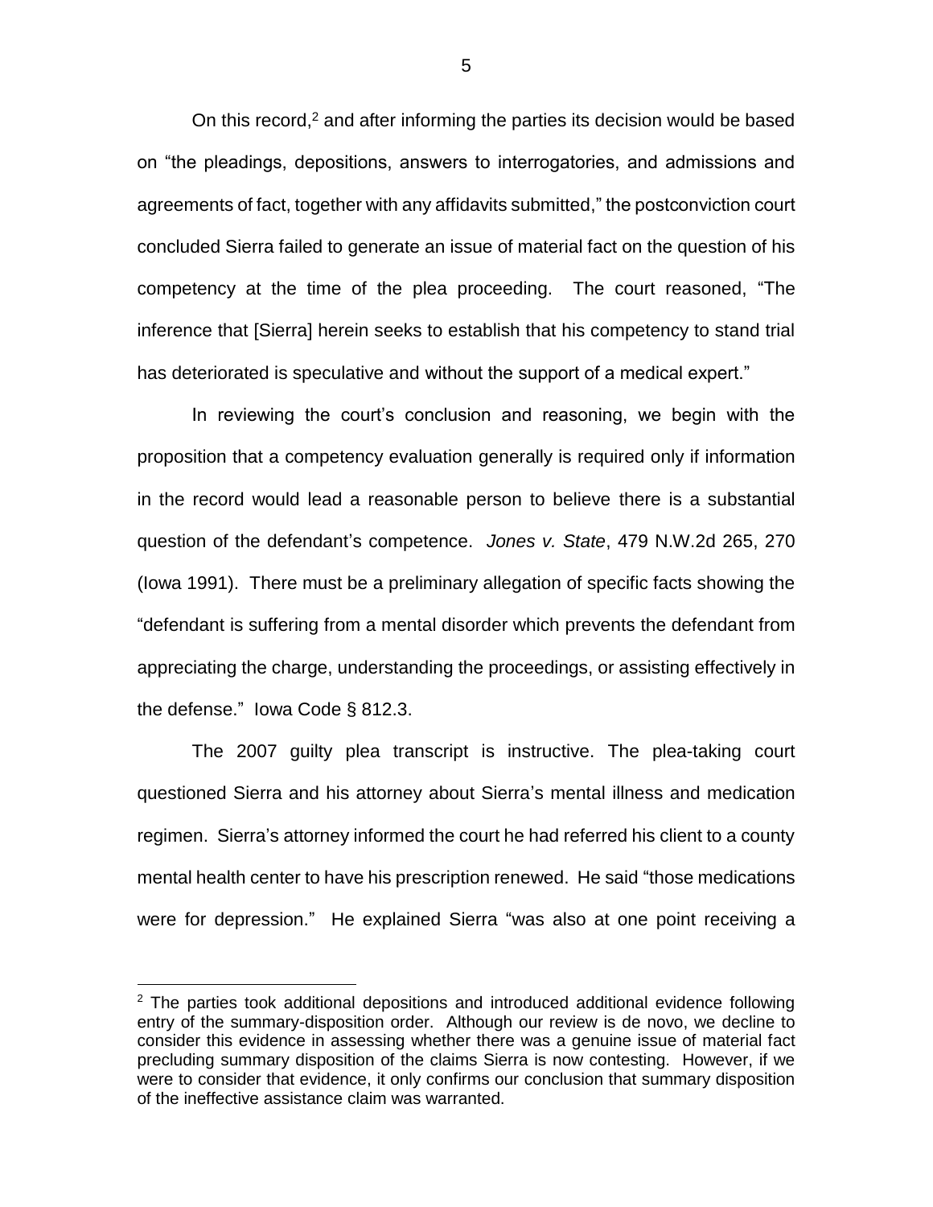On this record,[2] and after informing the parties its decision would be based on "the pleadings, depositions, answers to interrogatories, and admissions and agreements of fact, together with any affidavits submitted," the postconviction court concluded Sierra failed to generate an issue of material fact on the question of his competency at the time of the plea proceeding. The court reasoned, "The inference that [Sierra] herein seeks to establish that his competency to stand trial has deteriorated is speculative and without the support of a medical expert."

In reviewing the court's conclusion and reasoning, we begin with the proposition that a competency evaluation generally is required only if information in the record would lead a reasonable person to believe there is a substantial question of the defendant's competence. *Jones v. State*, 479 N.W.2d 265, 270 (Iowa 1991). There must be a preliminary allegation of specific facts showing the "defendant is suffering from a mental disorder which prevents the defendant from appreciating the charge, understanding the proceedings, or assisting effectively in the defense." Iowa Code § 812.3.

The 2007 guilty plea transcript is instructive. The plea-taking court questioned Sierra and his attorney about Sierra's mental illness and medication regimen. Sierra's attorney informed the court he had referred his client to a county mental health center to have his prescription renewed. He said "those medications were for depression." He explained Sierra "was also at one point receiving a

---

[2] The parties took additional depositions and introduced additional evidence following entry of the summary-disposition order. Although our review is de novo, we decline to consider this evidence in assessing whether there was a genuine issue of material fact precluding summary disposition of the claims Sierra is now contesting. However, if we were to consider that evidence, it only confirms our conclusion that summary disposition of the ineffective assistance claim was warranted.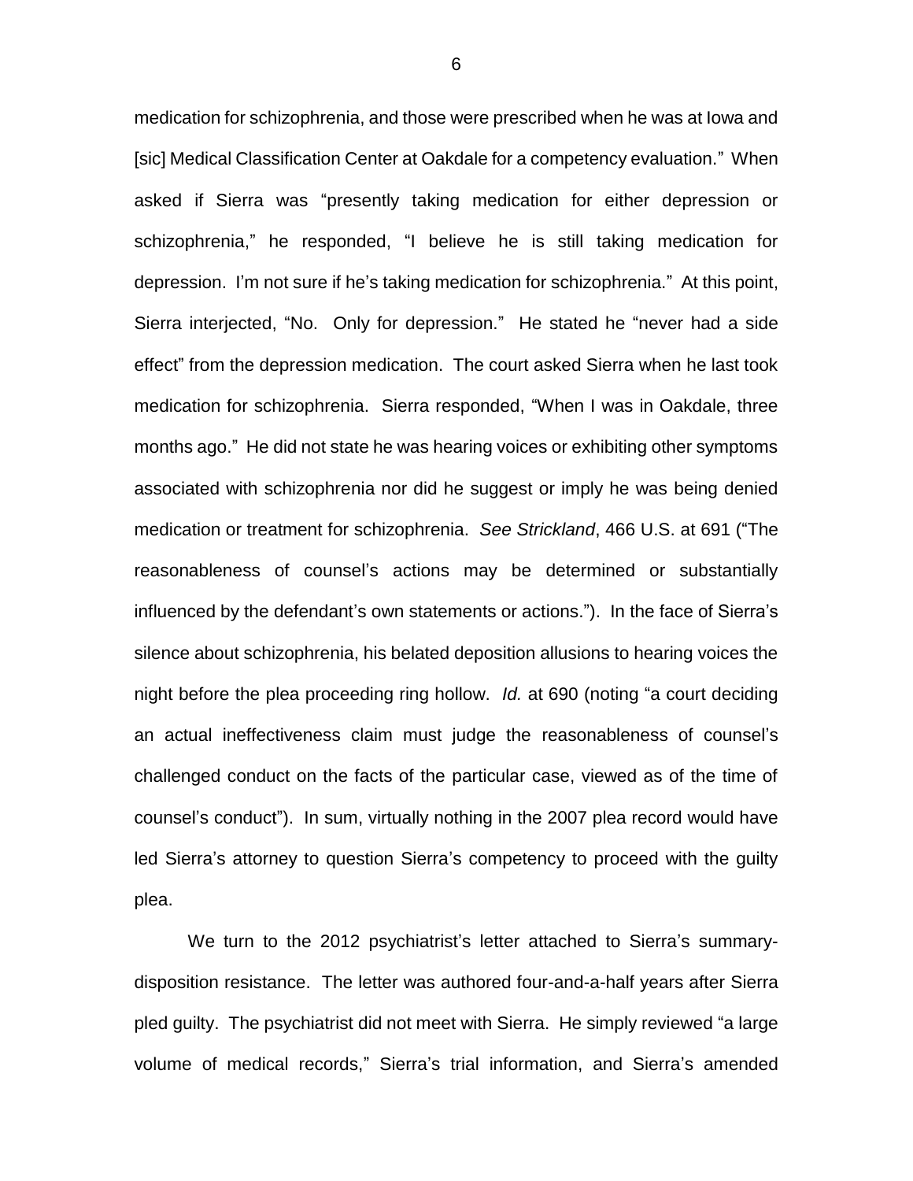medication for schizophrenia, and those were prescribed when he was at Iowa and [sic] Medical Classification Center at Oakdale for a competency evaluation." When asked if Sierra was "presently taking medication for either depression or schizophrenia," he responded, "I believe he is still taking medication for depression. I'm not sure if he's taking medication for schizophrenia." At this point, Sierra interjected, "No. Only for depression." He stated he "never had a side effect" from the depression medication. The court asked Sierra when he last took medication for schizophrenia. Sierra responded, "When I was in Oakdale, three months ago." He did not state he was hearing voices or exhibiting other symptoms associated with schizophrenia nor did he suggest or imply he was being denied medication or treatment for schizophrenia. *See Strickland*, 466 U.S. at 691 ("The reasonableness of counsel's actions may be determined or substantially influenced by the defendant's own statements or actions."). In the face of Sierra's silence about schizophrenia, his belated deposition allusions to hearing voices the night before the plea proceeding ring hollow. *Id.* at 690 (noting "a court deciding an actual ineffectiveness claim must judge the reasonableness of counsel's challenged conduct on the facts of the particular case, viewed as of the time of counsel's conduct"). In sum, virtually nothing in the 2007 plea record would have led Sierra's attorney to question Sierra's competency to proceed with the guilty plea.

We turn to the 2012 psychiatrist's letter attached to Sierra's summary-disposition resistance. The letter was authored four-and-a-half years after Sierra pled guilty. The psychiatrist did not meet with Sierra. He simply reviewed "a large volume of medical records," Sierra's trial information, and Sierra's amended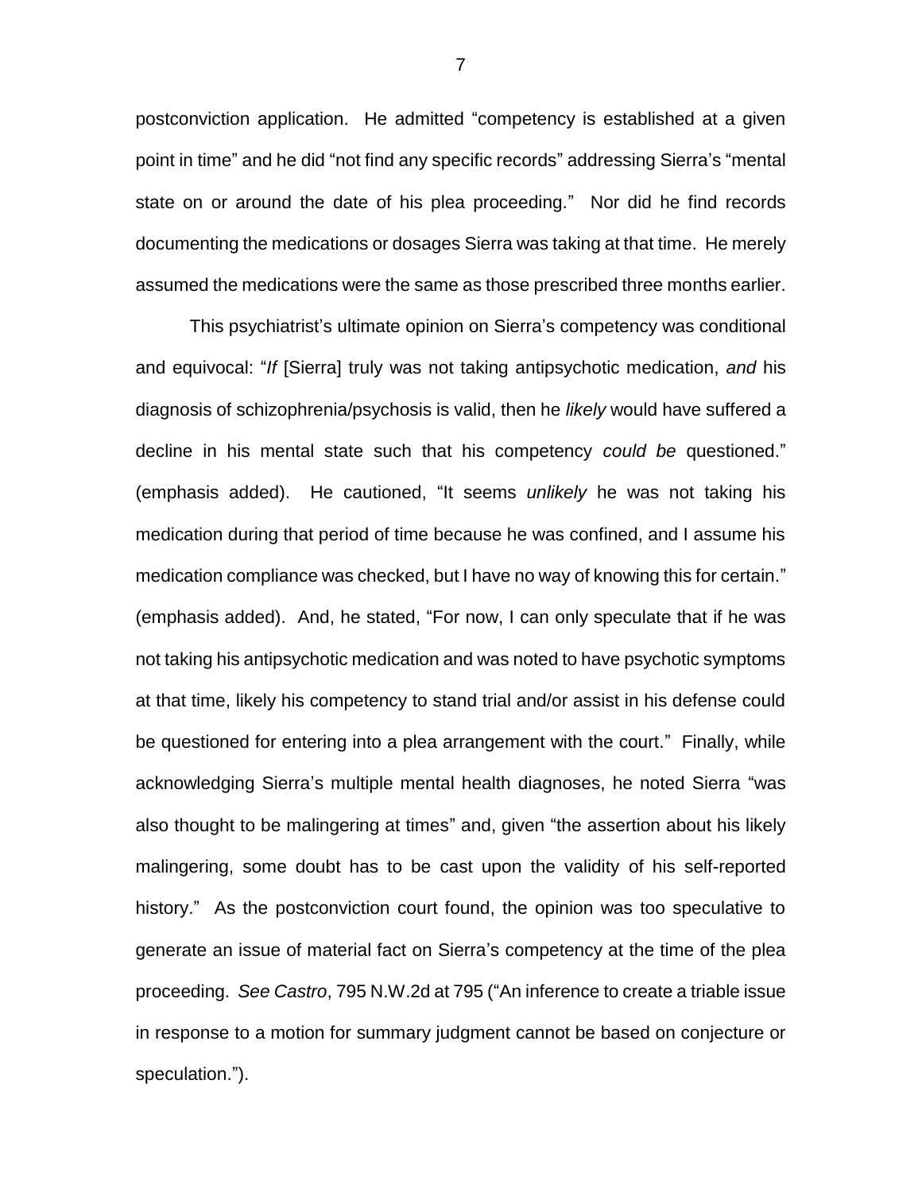postconviction application. He admitted "competency is established at a given point in time" and he did "not find any specific records" addressing Sierra's "mental state on or around the date of his plea proceeding." Nor did he find records documenting the medications or dosages Sierra was taking at that time. He merely assumed the medications were the same as those prescribed three months earlier.

This psychiatrist's ultimate opinion on Sierra's competency was conditional and equivocal: "*If* [Sierra] truly was not taking antipsychotic medication, *and* his diagnosis of schizophrenia/psychosis is valid, then he *likely* would have suffered a decline in his mental state such that his competency *could be* questioned." (emphasis added). He cautioned, "It seems *unlikely* he was not taking his medication during that period of time because he was confined, and I assume his medication compliance was checked, but I have no way of knowing this for certain." (emphasis added). And, he stated, "For now, I can only speculate that if he was not taking his antipsychotic medication and was noted to have psychotic symptoms at that time, likely his competency to stand trial and/or assist in his defense could be questioned for entering into a plea arrangement with the court." Finally, while acknowledging Sierra's multiple mental health diagnoses, he noted Sierra "was also thought to be malingering at times" and, given "the assertion about his likely malingering, some doubt has to be cast upon the validity of his self-reported history." As the postconviction court found, the opinion was too speculative to generate an issue of material fact on Sierra's competency at the time of the plea proceeding. *See Castro*, 795 N.W.2d at 795 ("An inference to create a triable issue in response to a motion for summary judgment cannot be based on conjecture or speculation.").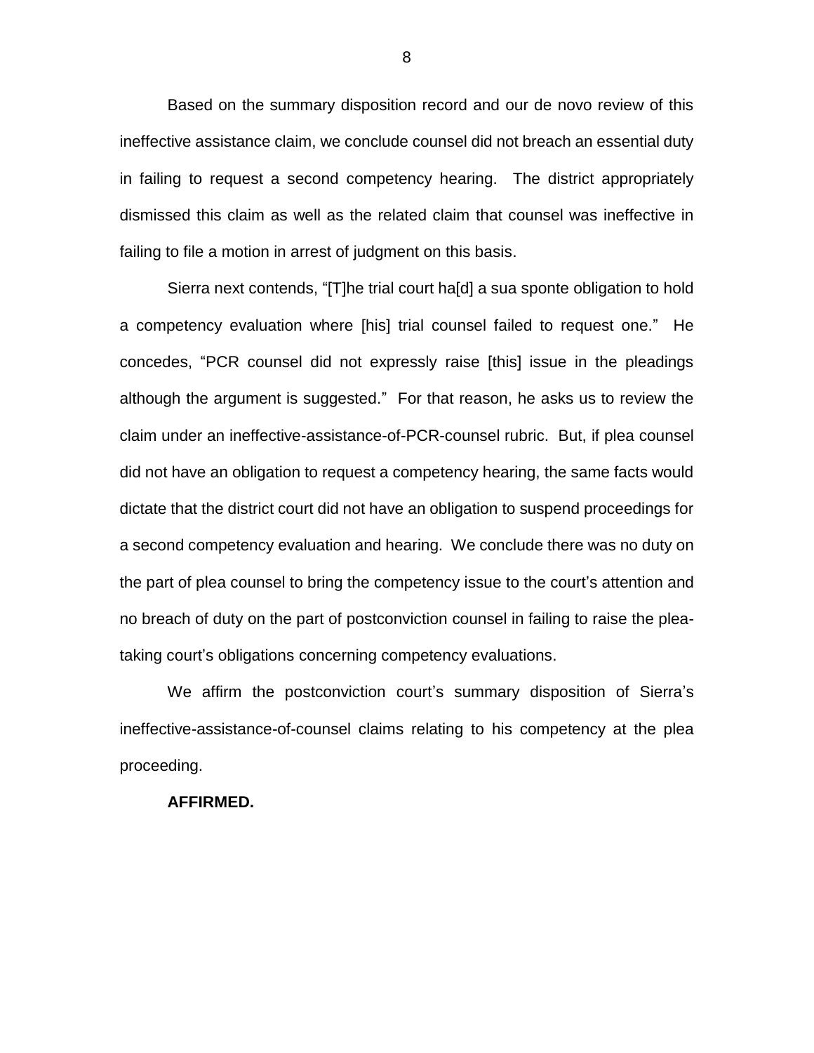Based on the summary disposition record and our de novo review of this ineffective assistance claim, we conclude counsel did not breach an essential duty in failing to request a second competency hearing. The district appropriately dismissed this claim as well as the related claim that counsel was ineffective in failing to file a motion in arrest of judgment on this basis.

Sierra next contends, "[T]he trial court ha[d] a sua sponte obligation to hold a competency evaluation where [his] trial counsel failed to request one." He concedes, "PCR counsel did not expressly raise [this] issue in the pleadings although the argument is suggested." For that reason, he asks us to review the claim under an ineffective-assistance-of-PCR-counsel rubric. But, if plea counsel did not have an obligation to request a competency hearing, the same facts would dictate that the district court did not have an obligation to suspend proceedings for a second competency evaluation and hearing. We conclude there was no duty on the part of plea counsel to bring the competency issue to the court's attention and no breach of duty on the part of postconviction counsel in failing to raise the plea-taking court's obligations concerning competency evaluations.

We affirm the postconviction court's summary disposition of Sierra's ineffective-assistance-of-counsel claims relating to his competency at the plea proceeding.

**AFFIRMED.**